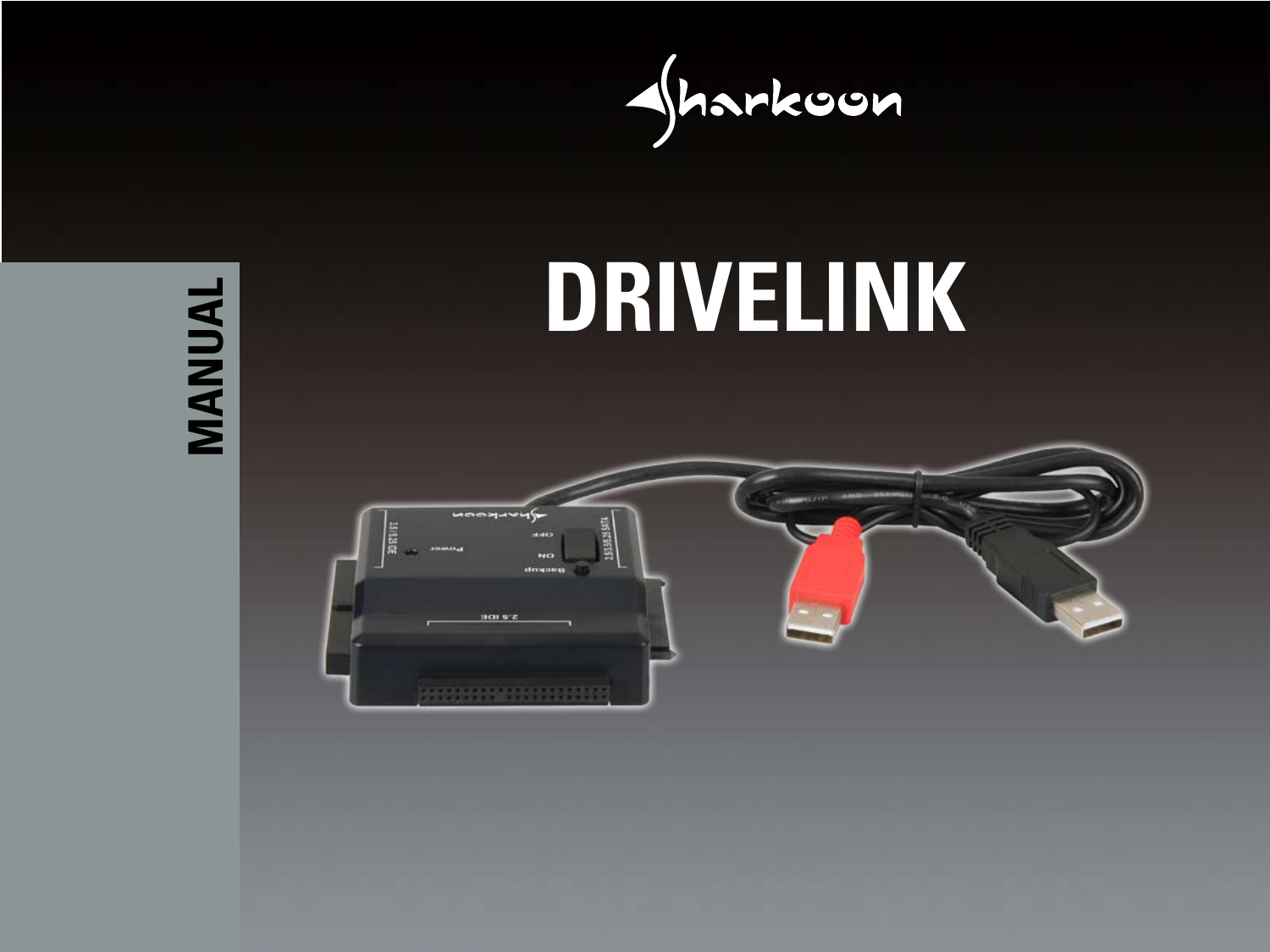Sharkoon

# DRIVELINK

MANUAL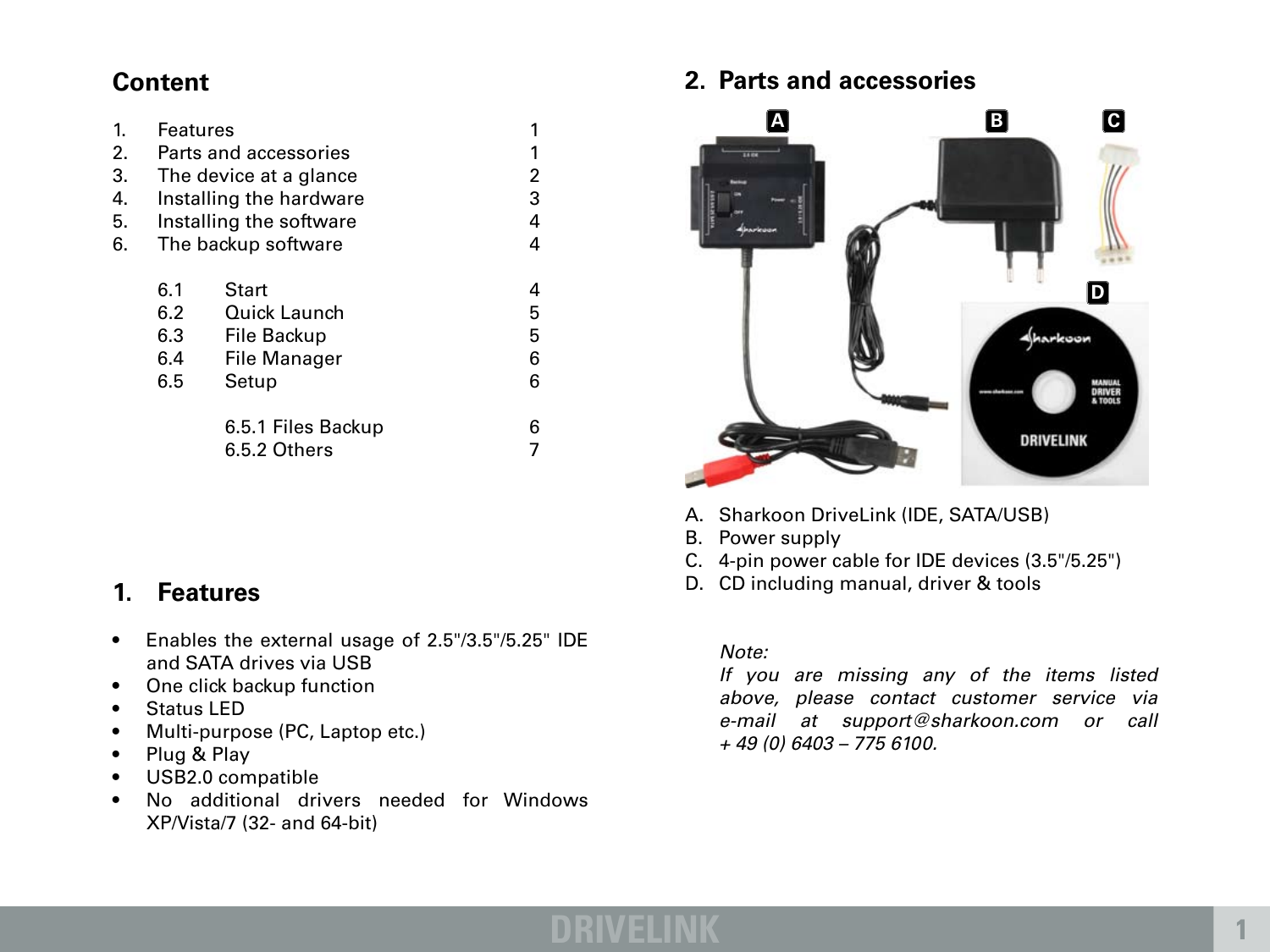## Content

| | | | |
|---|---|---|---|
| 1. | Features | | 1 |
| 2. | Parts and accessories | | 1 |
| 3. | The device at a glance | | 2 |
| 4. | Installing the hardware | | 3 |
| 5. | Installing the software | | 4 |
| 6. | The backup software | | 4 |
| | 6.1 | Start | 4 |
| | 6.2 | Quick Launch | 5 |
| | 6.3 | File Backup | 5 |
| | 6.4 | File Manager | 6 |
| | 6.5 | Setup | 6 |
| | | 6.5.1 Files Backup | 6 |
| | | 6.5.2 Others | 7 |

## 1. Features

- Enables the external usage of 2.5"/3.5"/5.25" IDE and SATA drives via USB
- One click backup function
- Status LED
- Multi-purpose (PC, Laptop etc.)
- Plug & Play
- USB2.0 compatible
- No additional drivers needed for Windows XP/Vista/7 (32- and 64-bit)

## 2. Parts and accessories

A. Sharkoon DriveLink (IDE, SATA/USB)
B. Power supply
C. 4-pin power cable for IDE devices (3.5"/5.25")
D. CD including manual, driver & tools

*Note:*
*If you are missing any of the items listed above, please contact customer service via e-mail at support@sharkoon.com or call + 49 (0) 6403 – 775 6100.*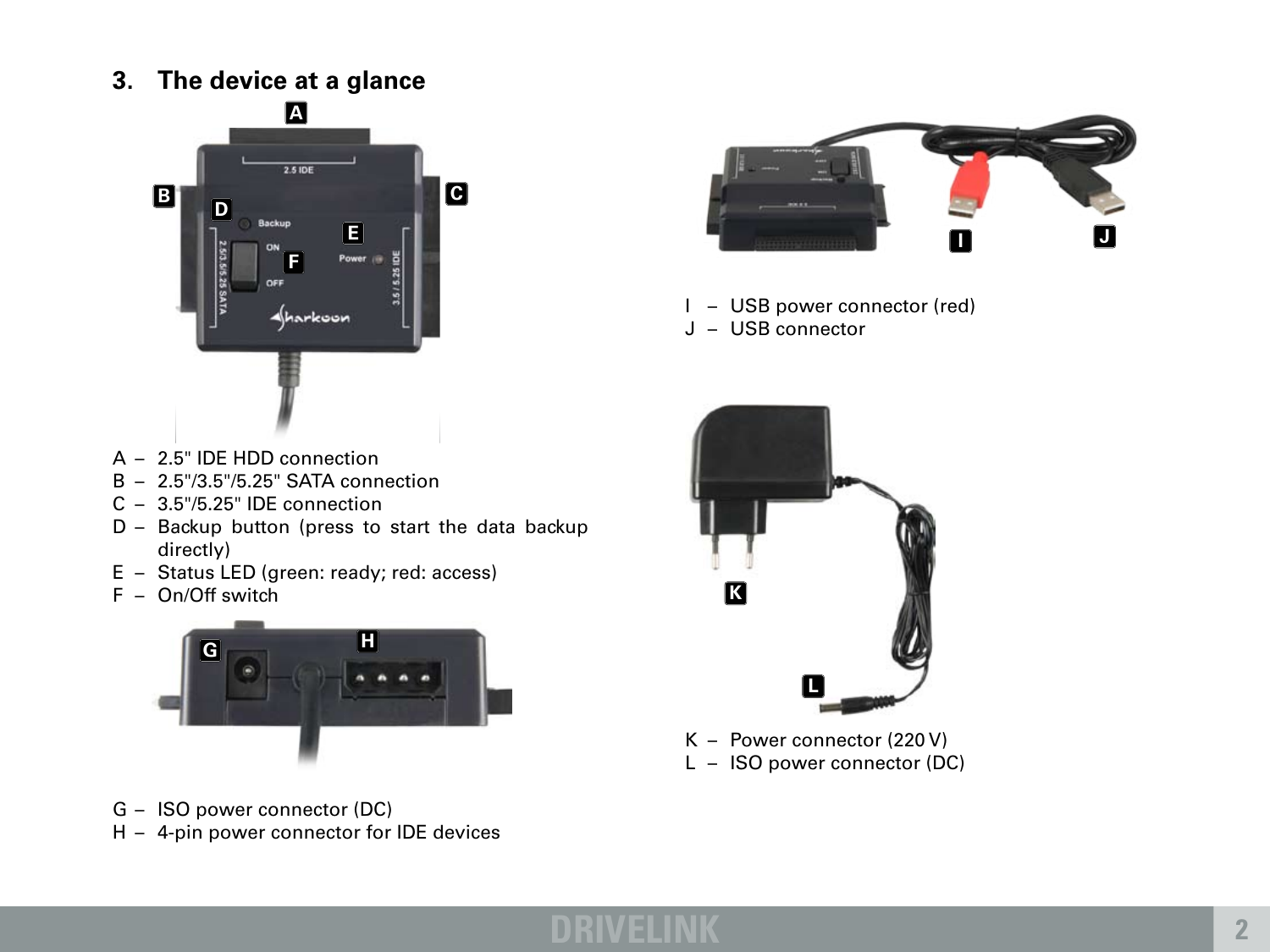## 3. The device at a glance

A – 2.5" IDE HDD connection
B – 2.5"/3.5"/5.25" SATA connection
C – 3.5"/5.25" IDE connection
D – Backup button (press to start the data backup directly)
E – Status LED (green: ready; red: access)
F – On/Off switch

G – ISO power connector (DC)
H – 4-pin power connector for IDE devices

I – USB power connector (red)
J – USB connector

K – Power connector (220 V)
L – ISO power connector (DC)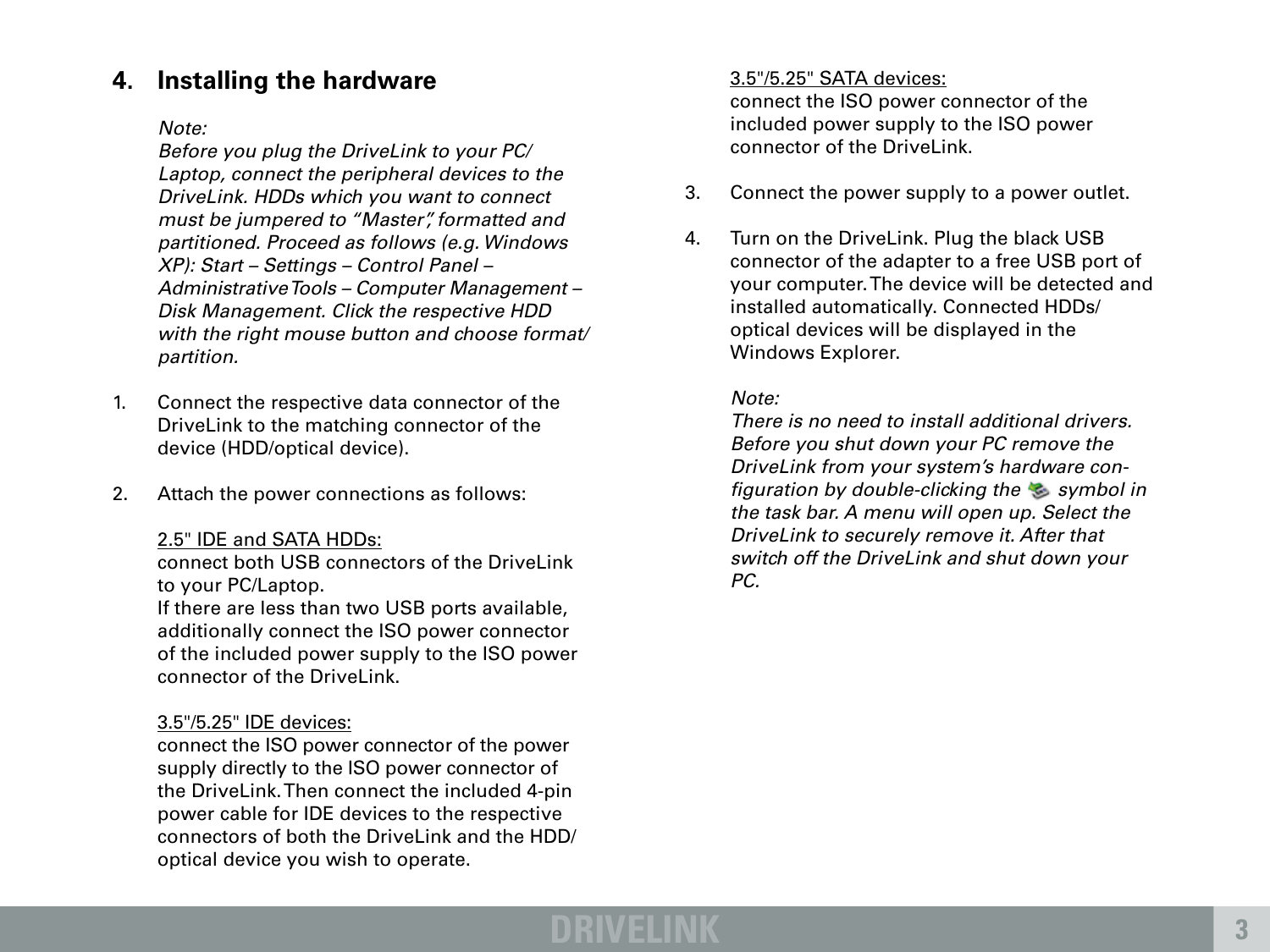## 4. Installing the hardware

*Note:*
*Before you plug the DriveLink to your PC/Laptop, connect the peripheral devices to the DriveLink. HDDs which you want to connect must be jumpered to "Master", formatted and partitioned. Proceed as follows (e.g. Windows XP): Start – Settings – Control Panel – Administrative Tools – Computer Management – Disk Management. Click the respective HDD with the right mouse button and choose format/partition.*

1. Connect the respective data connector of the DriveLink to the matching connector of the device (HDD/optical device).

2. Attach the power connections as follows:

   <u>2.5" IDE and SATA HDDs:</u>
   connect both USB connectors of the DriveLink to your PC/Laptop.
   If there are less than two USB ports available, additionally connect the ISO power connector of the included power supply to the ISO power connector of the DriveLink.

   <u>3.5"/5.25" IDE devices:</u>
   connect the ISO power connector of the power supply directly to the ISO power connector of the DriveLink. Then connect the included 4-pin power cable for IDE devices to the respective connectors of both the DriveLink and the HDD/optical device you wish to operate.

   <u>3.5"/5.25" SATA devices:</u>
   connect the ISO power connector of the included power supply to the ISO power connector of the DriveLink.

3. Connect the power supply to a power outlet.

4. Turn on the DriveLink. Plug the black USB connector of the adapter to a free USB port of your computer. The device will be detected and installed automatically. Connected HDDs/optical devices will be displayed in the Windows Explorer.

   *Note:*
   *There is no need to install additional drivers. Before you shut down your PC remove the DriveLink from your system's hardware configuration by double-clicking the symbol in the task bar. A menu will open up. Select the DriveLink to securely remove it. After that switch off the DriveLink and shut down your PC.*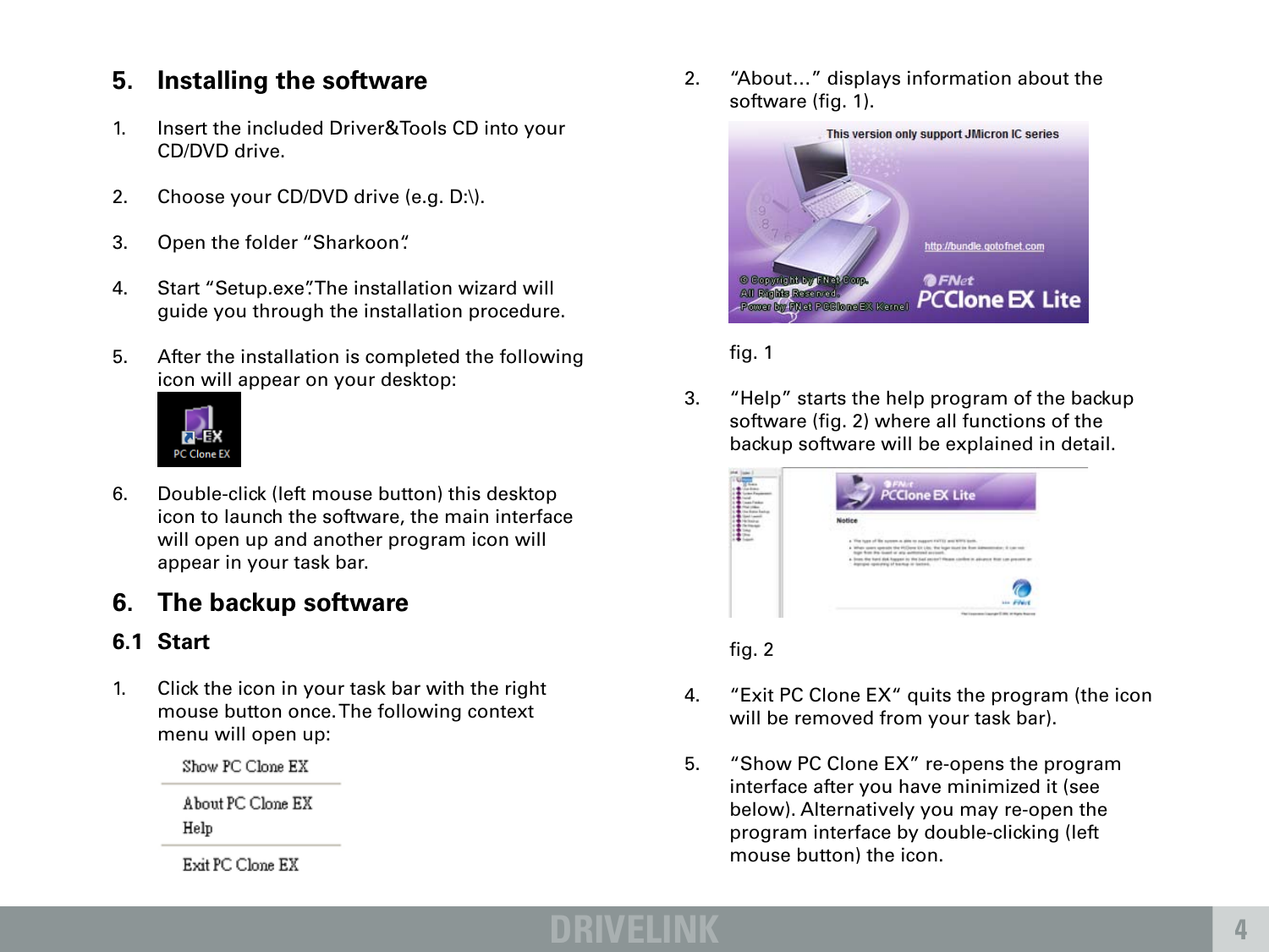## 5. Installing the software

1. Insert the included Driver&Tools CD into your CD/DVD drive.

2. Choose your CD/DVD drive (e.g. D:\).

3. Open the folder "Sharkoon".

4. Start "Setup.exe". The installation wizard will guide you through the installation procedure.

5. After the installation is completed the following icon will appear on your desktop:

6. Double-click (left mouse button) this desktop icon to launch the software, the main interface will open up and another program icon will appear in your task bar.

## 6. The backup software

### 6.1 Start

1. Click the icon in your task bar with the right mouse button once. The following context menu will open up:

   Show PC Clone EX
   About PC Clone EX
   Help
   Exit PC Clone EX

2. "About..." displays information about the software (fig. 1).

   fig. 1

3. "Help" starts the help program of the backup software (fig. 2) where all functions of the backup software will be explained in detail.

   fig. 2

4. "Exit PC Clone EX" quits the program (the icon will be removed from your task bar).

5. "Show PC Clone EX" re-opens the program interface after you have minimized it (see below). Alternatively you may re-open the program interface by double-clicking (left mouse button) the icon.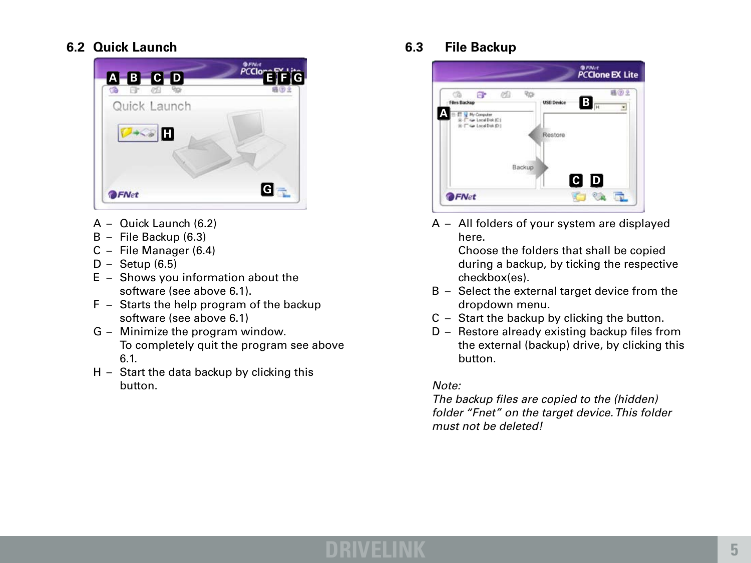## 6.2 Quick Launch

A – Quick Launch (6.2)
B – File Backup (6.3)
C – File Manager (6.4)
D – Setup (6.5)
E – Shows you information about the software (see above 6.1).
F – Starts the help program of the backup software (see above 6.1)
G – Minimize the program window. To completely quit the program see above 6.1.
H – Start the data backup by clicking this button.

## 6.3 File Backup

A – All folders of your system are displayed here. Choose the folders that shall be copied during a backup, by ticking the respective checkbox(es).
B – Select the external target device from the dropdown menu.
C – Start the backup by clicking the button.
D – Restore already existing backup files from the external (backup) drive, by clicking this button.

*Note:*
*The backup files are copied to the (hidden) folder "Fnet" on the target device. This folder must not be deleted!*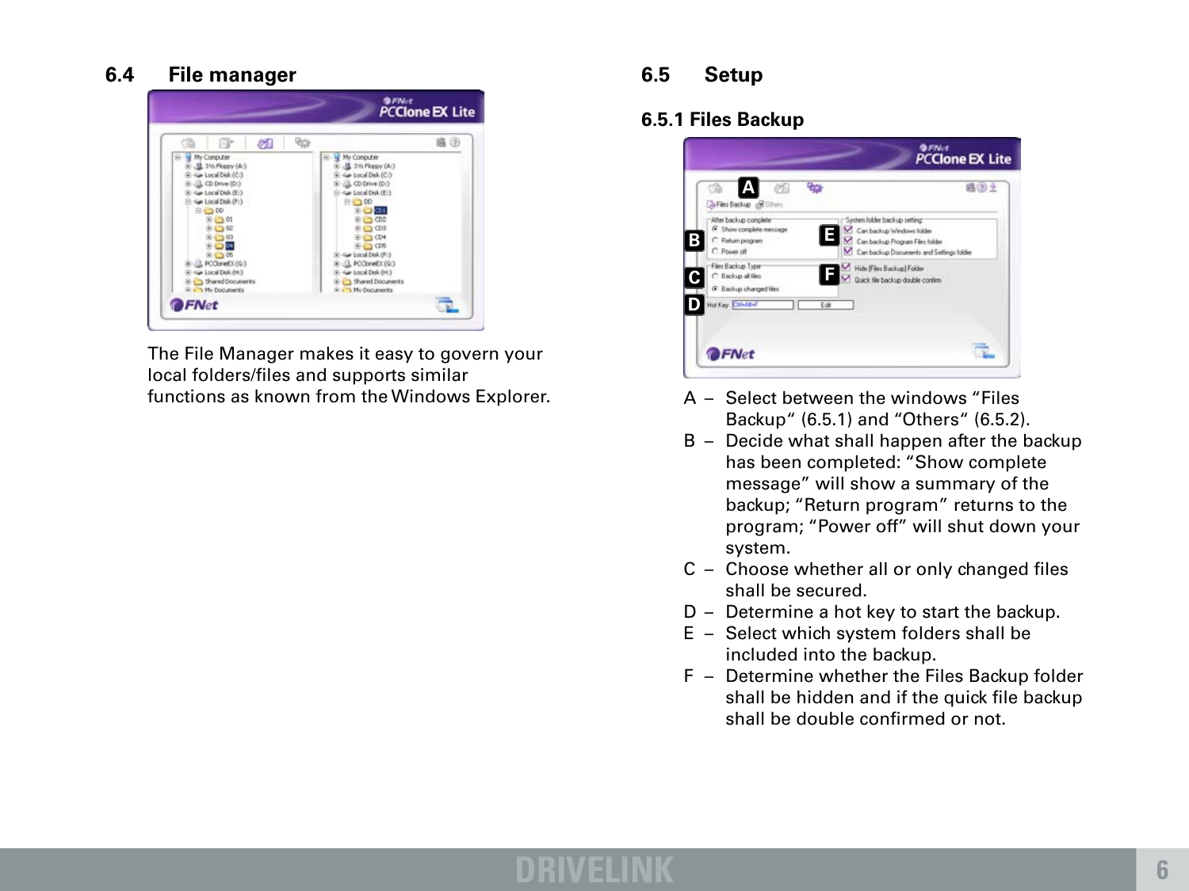## 6.4 File manager

The File Manager makes it easy to govern your local folders/files and supports similar functions as known from the Windows Explorer.

## 6.5 Setup

### 6.5.1 Files Backup

A – Select between the windows “Files Backup“ (6.5.1) and “Others“ (6.5.2).

B – Decide what shall happen after the backup has been completed: “Show complete message” will show a summary of the backup; “Return program” returns to the program; “Power off” will shut down your system.

C – Choose whether all or only changed files shall be secured.

D – Determine a hot key to start the backup.

E – Select which system folders shall be included into the backup.

F – Determine whether the Files Backup folder shall be hidden and if the quick file backup shall be double confirmed or not.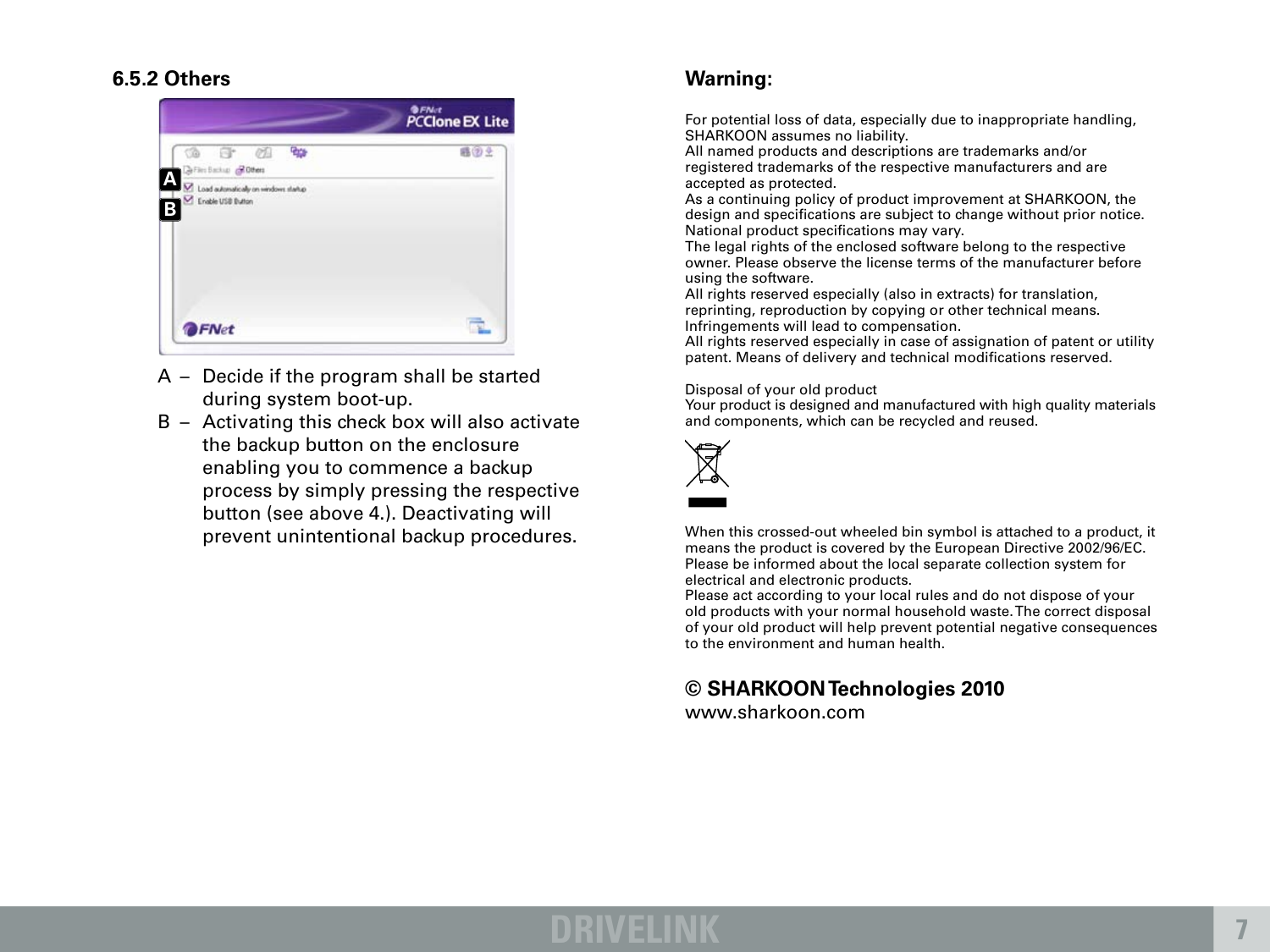## 6.5.2 Others

A – Decide if the program shall be started during system boot-up.

B – Activating this check box will also activate the backup button on the enclosure enabling you to commence a backup process by simply pressing the respective button (see above 4.). Deactivating will prevent unintentional backup procedures.

## Warning:

For potential loss of data, especially due to inappropriate handling, SHARKOON assumes no liability.
All named products and descriptions are trademarks and/or registered trademarks of the respective manufacturers and are accepted as protected.
As a continuing policy of product improvement at SHARKOON, the design and specifications are subject to change without prior notice. National product specifications may vary.
The legal rights of the enclosed software belong to the respective owner. Please observe the license terms of the manufacturer before using the software.
All rights reserved especially (also in extracts) for translation, reprinting, reproduction by copying or other technical means. Infringements will lead to compensation.
All rights reserved especially in case of assignation of patent or utility patent. Means of delivery and technical modifications reserved.

Disposal of your old product
Your product is designed and manufactured with high quality materials and components, which can be recycled and reused.

When this crossed-out wheeled bin symbol is attached to a product, it means the product is covered by the European Directive 2002/96/EC. Please be informed about the local separate collection system for electrical and electronic products.
Please act according to your local rules and do not dispose of your old products with your normal household waste. The correct disposal of your old product will help prevent potential negative consequences to the environment and human health.

**© SHARKOON Technologies 2010**
www.sharkoon.com